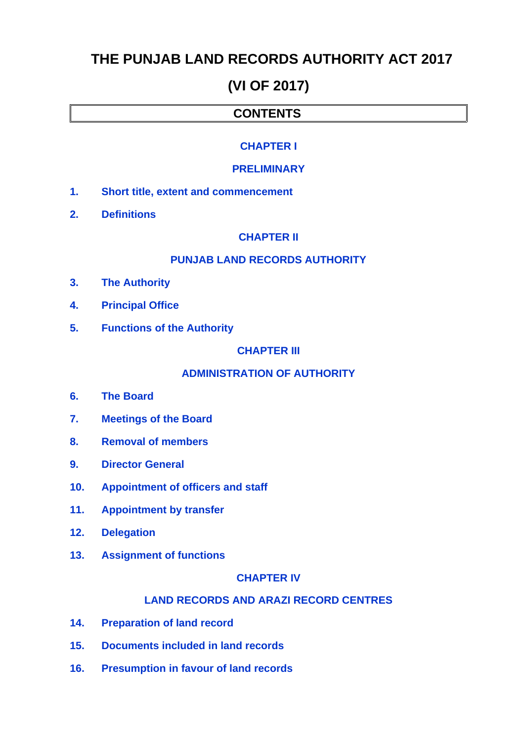# THE PUNJAB LAND RECORDS AUTHORITY ACT 2017

# (VI OF 2017)

## CONTENTS

### CHAPTER I

### PRELIMINARY

1. Short title, extent and commencement
2. Definitions

### CHAPTER II

### PUNJAB LAND RECORDS AUTHORITY

3. The Authority
4. Principal Office
5. Functions of the Authority

### CHAPTER III

### ADMINISTRATION OF AUTHORITY

6. The Board
7. Meetings of the Board
8. Removal of members
9. Director General
10. Appointment of officers and staff
11. Appointment by transfer
12. Delegation
13. Assignment of functions

### CHAPTER IV

### LAND RECORDS AND ARAZI RECORD CENTRES

14. Preparation of land record
15. Documents included in land records
16. Presumption in favour of land records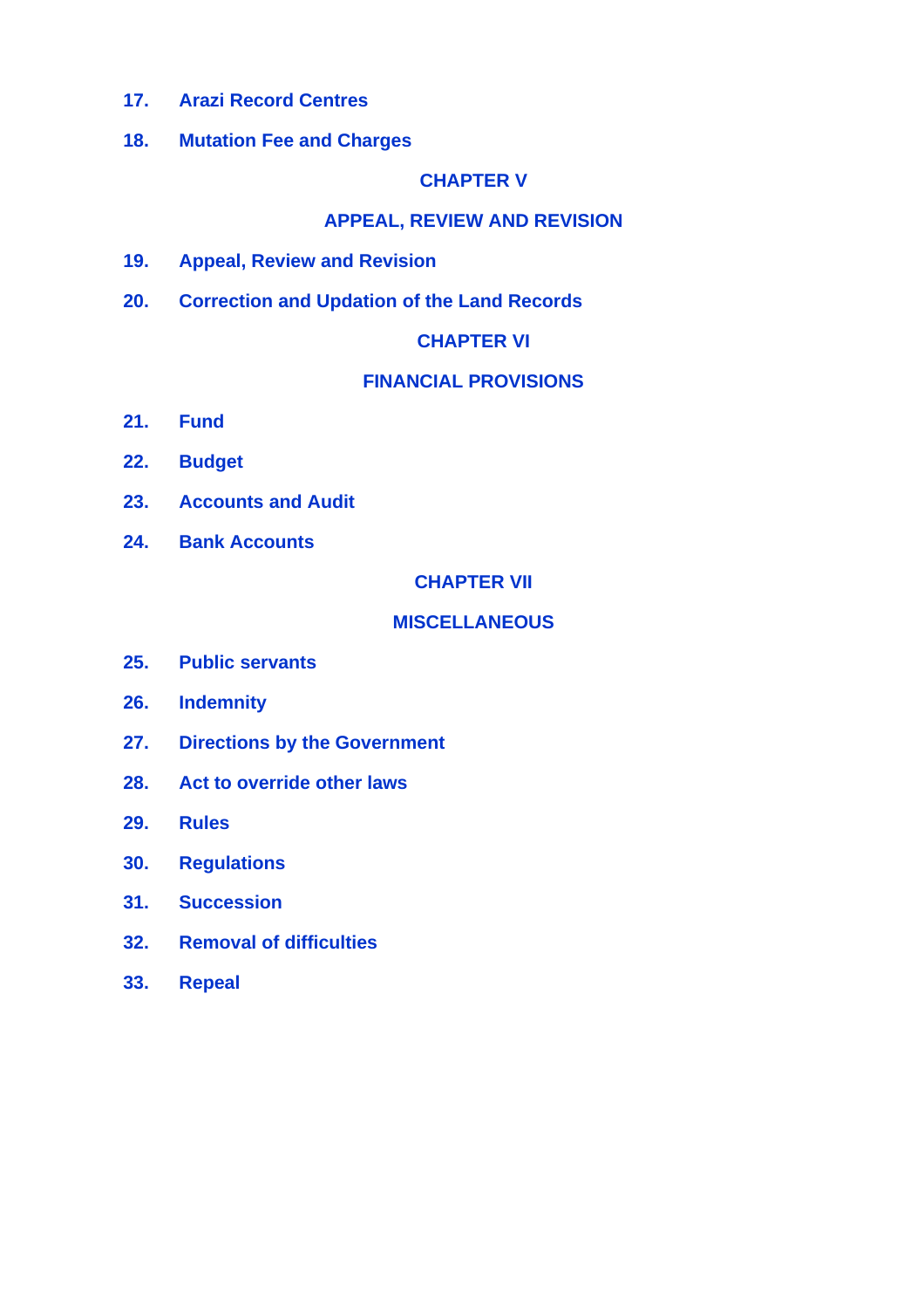17. Arazi Record Centres

18. Mutation Fee and Charges

## CHAPTER V

## APPEAL, REVIEW AND REVISION

19. Appeal, Review and Revision

20. Correction and Updation of the Land Records

## CHAPTER VI

## FINANCIAL PROVISIONS

21. Fund

22. Budget

23. Accounts and Audit

24. Bank Accounts

## CHAPTER VII

## MISCELLANEOUS

25. Public servants

26. Indemnity

27. Directions by the Government

28. Act to override other laws

29. Rules

30. Regulations

31. Succession

32. Removal of difficulties

33. Repeal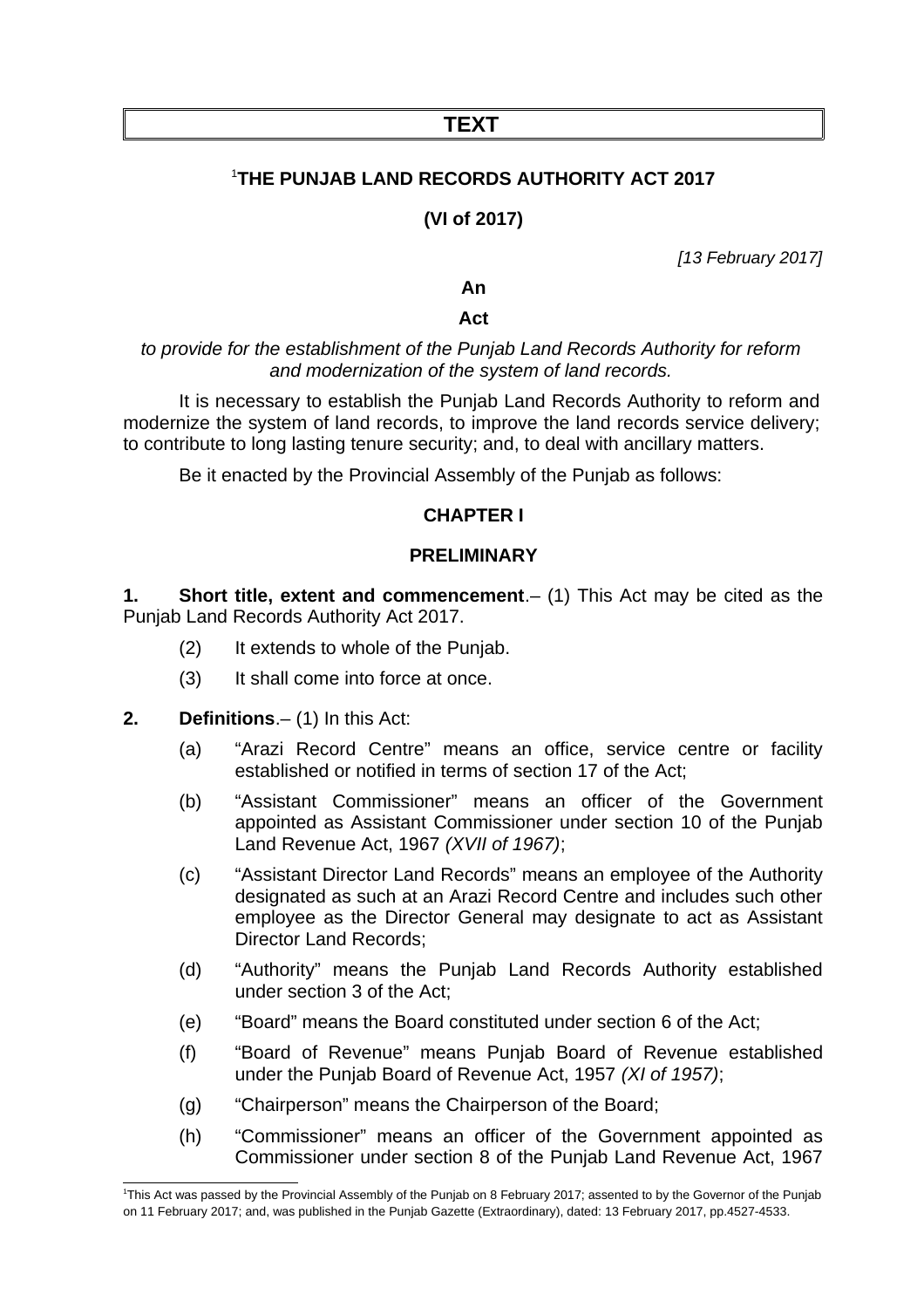# TEXT

## [1]THE PUNJAB LAND RECORDS AUTHORITY ACT 2017

### (VI of 2017)

*[13 February 2017]*

**An**

**Act**

*to provide for the establishment of the Punjab Land Records Authority for reform and modernization of the system of land records.*

It is necessary to establish the Punjab Land Records Authority to reform and modernize the system of land records, to improve the land records service delivery; to contribute to long lasting tenure security; and, to deal with ancillary matters.

Be it enacted by the Provincial Assembly of the Punjab as follows:

### CHAPTER I

### PRELIMINARY

**1. Short title, extent and commencement**.– (1) This Act may be cited as the Punjab Land Records Authority Act 2017.

(2) It extends to whole of the Punjab.

(3) It shall come into force at once.

**2. Definitions**.– (1) In this Act:

(a) "Arazi Record Centre" means an office, service centre or facility established or notified in terms of section 17 of the Act;

(b) "Assistant Commissioner" means an officer of the Government appointed as Assistant Commissioner under section 10 of the Punjab Land Revenue Act, 1967 *(XVII of 1967)*;

(c) "Assistant Director Land Records" means an employee of the Authority designated as such at an Arazi Record Centre and includes such other employee as the Director General may designate to act as Assistant Director Land Records;

(d) "Authority" means the Punjab Land Records Authority established under section 3 of the Act;

(e) "Board" means the Board constituted under section 6 of the Act;

(f) "Board of Revenue" means Punjab Board of Revenue established under the Punjab Board of Revenue Act, 1957 *(XI of 1957)*;

(g) "Chairperson" means the Chairperson of the Board;

(h) "Commissioner" means an officer of the Government appointed as Commissioner under section 8 of the Punjab Land Revenue Act, 1967

[1]This Act was passed by the Provincial Assembly of the Punjab on 8 February 2017; assented to by the Governor of the Punjab on 11 February 2017; and, was published in the Punjab Gazette (Extraordinary), dated: 13 February 2017, pp.4527-4533.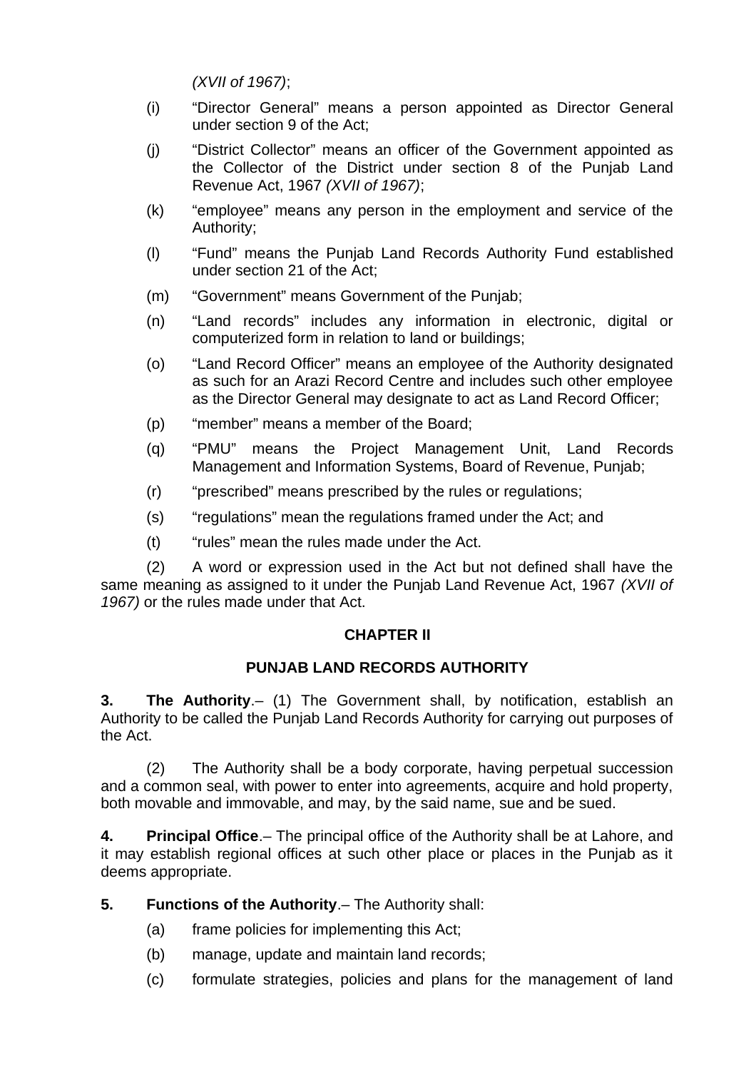*(XVII of 1967)*;

(i) “Director General” means a person appointed as Director General under section 9 of the Act;

(j) “District Collector” means an officer of the Government appointed as the Collector of the District under section 8 of the Punjab Land Revenue Act, 1967 *(XVII of 1967)*;

(k) “employee” means any person in the employment and service of the Authority;

(l) “Fund” means the Punjab Land Records Authority Fund established under section 21 of the Act;

(m) “Government” means Government of the Punjab;

(n) “Land records” includes any information in electronic, digital or computerized form in relation to land or buildings;

(o) “Land Record Officer” means an employee of the Authority designated as such for an Arazi Record Centre and includes such other employee as the Director General may designate to act as Land Record Officer;

(p) “member” means a member of the Board;

(q) “PMU” means the Project Management Unit, Land Records Management and Information Systems, Board of Revenue, Punjab;

(r) “prescribed” means prescribed by the rules or regulations;

(s) “regulations” mean the regulations framed under the Act; and

(t) “rules” mean the rules made under the Act.

(2) A word or expression used in the Act but not defined shall have the same meaning as assigned to it under the Punjab Land Revenue Act, 1967 *(XVII of 1967)* or the rules made under that Act.

## CHAPTER II

## PUNJAB LAND RECORDS AUTHORITY

**3. The Authority**.– (1) The Government shall, by notification, establish an Authority to be called the Punjab Land Records Authority for carrying out purposes of the Act.

(2) The Authority shall be a body corporate, having perpetual succession and a common seal, with power to enter into agreements, acquire and hold property, both movable and immovable, and may, by the said name, sue and be sued.

**4. Principal Office**.– The principal office of the Authority shall be at Lahore, and it may establish regional offices at such other place or places in the Punjab as it deems appropriate.

**5. Functions of the Authority**.– The Authority shall:

(a) frame policies for implementing this Act;

(b) manage, update and maintain land records;

(c) formulate strategies, policies and plans for the management of land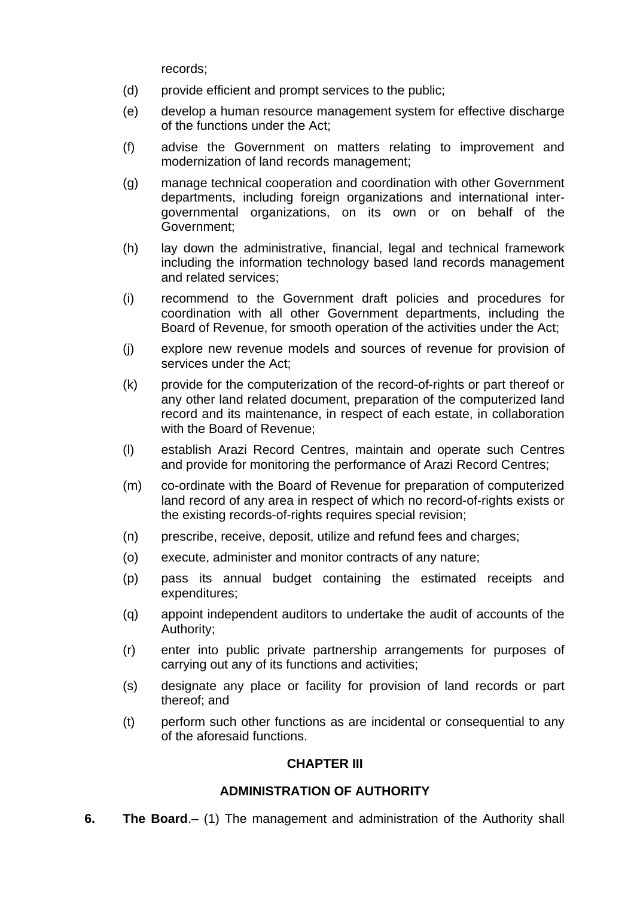records;

(d) provide efficient and prompt services to the public;

(e) develop a human resource management system for effective discharge of the functions under the Act;

(f) advise the Government on matters relating to improvement and modernization of land records management;

(g) manage technical cooperation and coordination with other Government departments, including foreign organizations and international inter-governmental organizations, on its own or on behalf of the Government;

(h) lay down the administrative, financial, legal and technical framework including the information technology based land records management and related services;

(i) recommend to the Government draft policies and procedures for coordination with all other Government departments, including the Board of Revenue, for smooth operation of the activities under the Act;

(j) explore new revenue models and sources of revenue for provision of services under the Act;

(k) provide for the computerization of the record-of-rights or part thereof or any other land related document, preparation of the computerized land record and its maintenance, in respect of each estate, in collaboration with the Board of Revenue;

(l) establish Arazi Record Centres, maintain and operate such Centres and provide for monitoring the performance of Arazi Record Centres;

(m) co-ordinate with the Board of Revenue for preparation of computerized land record of any area in respect of which no record-of-rights exists or the existing records-of-rights requires special revision;

(n) prescribe, receive, deposit, utilize and refund fees and charges;

(o) execute, administer and monitor contracts of any nature;

(p) pass its annual budget containing the estimated receipts and expenditures;

(q) appoint independent auditors to undertake the audit of accounts of the Authority;

(r) enter into public private partnership arrangements for purposes of carrying out any of its functions and activities;

(s) designate any place or facility for provision of land records or part thereof; and

(t) perform such other functions as are incidental or consequential to any of the aforesaid functions.

## CHAPTER III

## ADMINISTRATION OF AUTHORITY

**6. The Board**.– (1) The management and administration of the Authority shall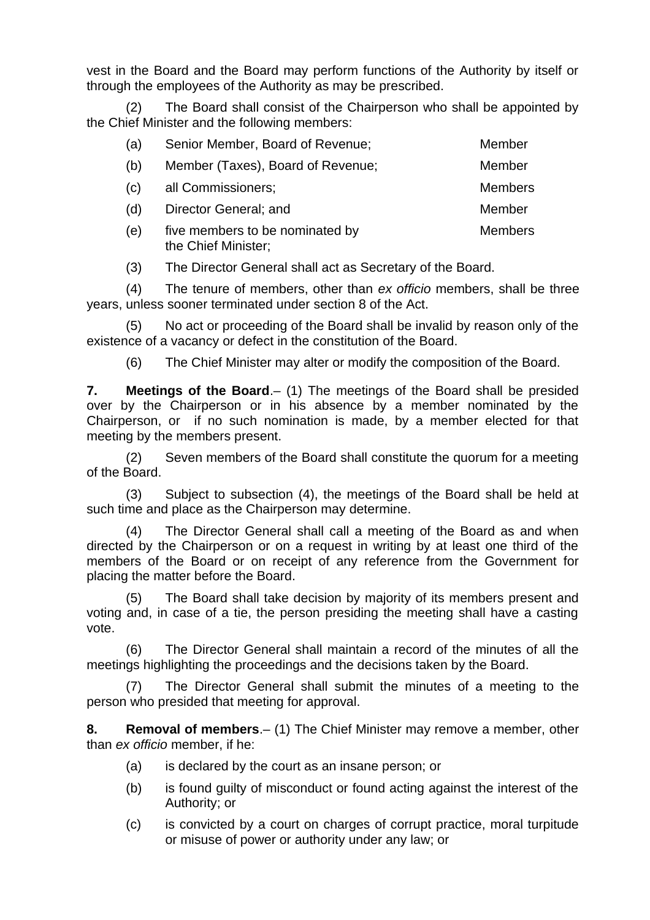vest in the Board and the Board may perform functions of the Authority by itself or through the employees of the Authority as may be prescribed.

(2) The Board shall consist of the Chairperson who shall be appointed by the Chief Minister and the following members:

| | | |
|---|---|---|
| (a) | Senior Member, Board of Revenue; | Member |
| (b) | Member (Taxes), Board of Revenue; | Member |
| (c) | all Commissioners; | Members |
| (d) | Director General; and | Member |
| (e) | five members to be nominated by the Chief Minister; | Members |

(3) The Director General shall act as Secretary of the Board.

(4) The tenure of members, other than *ex officio* members, shall be three years, unless sooner terminated under section 8 of the Act.

(5) No act or proceeding of the Board shall be invalid by reason only of the existence of a vacancy or defect in the constitution of the Board.

(6) The Chief Minister may alter or modify the composition of the Board.

**7. Meetings of the Board**.– (1) The meetings of the Board shall be presided over by the Chairperson or in his absence by a member nominated by the Chairperson, or if no such nomination is made, by a member elected for that meeting by the members present.

(2) Seven members of the Board shall constitute the quorum for a meeting of the Board.

(3) Subject to subsection (4), the meetings of the Board shall be held at such time and place as the Chairperson may determine.

(4) The Director General shall call a meeting of the Board as and when directed by the Chairperson or on a request in writing by at least one third of the members of the Board or on receipt of any reference from the Government for placing the matter before the Board.

(5) The Board shall take decision by majority of its members present and voting and, in case of a tie, the person presiding the meeting shall have a casting vote.

(6) The Director General shall maintain a record of the minutes of all the meetings highlighting the proceedings and the decisions taken by the Board.

(7) The Director General shall submit the minutes of a meeting to the person who presided that meeting for approval.

**8. Removal of members**.– (1) The Chief Minister may remove a member, other than *ex officio* member, if he:

(a) is declared by the court as an insane person; or

(b) is found guilty of misconduct or found acting against the interest of the Authority; or

(c) is convicted by a court on charges of corrupt practice, moral turpitude or misuse of power or authority under any law; or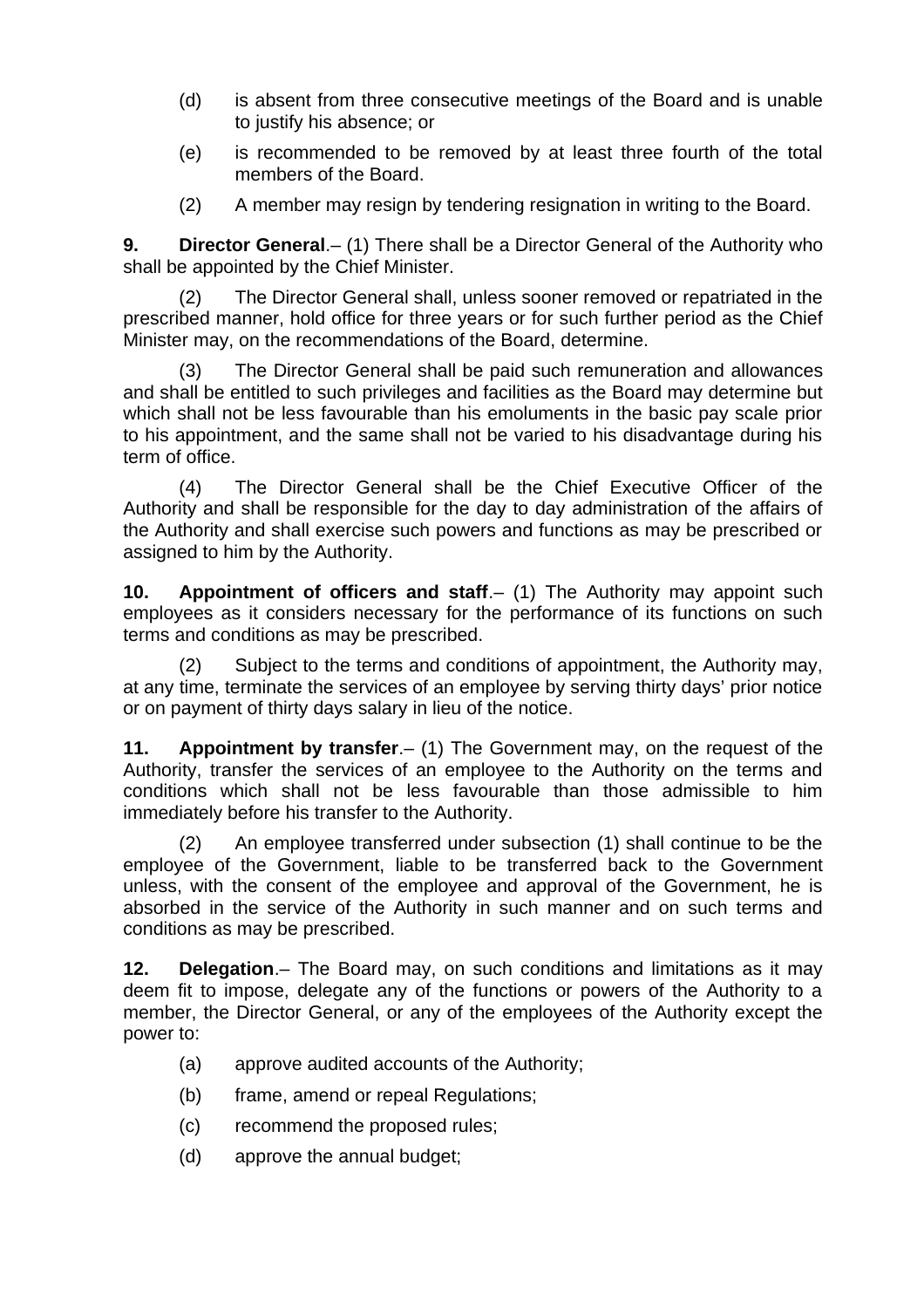(d) is absent from three consecutive meetings of the Board and is unable to justify his absence; or

(e) is recommended to be removed by at least three fourth of the total members of the Board.

(2) A member may resign by tendering resignation in writing to the Board.

**9. Director General**.– (1) There shall be a Director General of the Authority who shall be appointed by the Chief Minister.

(2) The Director General shall, unless sooner removed or repatriated in the prescribed manner, hold office for three years or for such further period as the Chief Minister may, on the recommendations of the Board, determine.

(3) The Director General shall be paid such remuneration and allowances and shall be entitled to such privileges and facilities as the Board may determine but which shall not be less favourable than his emoluments in the basic pay scale prior to his appointment, and the same shall not be varied to his disadvantage during his term of office.

(4) The Director General shall be the Chief Executive Officer of the Authority and shall be responsible for the day to day administration of the affairs of the Authority and shall exercise such powers and functions as may be prescribed or assigned to him by the Authority.

**10. Appointment of officers and staff**.– (1) The Authority may appoint such employees as it considers necessary for the performance of its functions on such terms and conditions as may be prescribed.

(2) Subject to the terms and conditions of appointment, the Authority may, at any time, terminate the services of an employee by serving thirty days' prior notice or on payment of thirty days salary in lieu of the notice.

**11. Appointment by transfer**.– (1) The Government may, on the request of the Authority, transfer the services of an employee to the Authority on the terms and conditions which shall not be less favourable than those admissible to him immediately before his transfer to the Authority.

(2) An employee transferred under subsection (1) shall continue to be the employee of the Government, liable to be transferred back to the Government unless, with the consent of the employee and approval of the Government, he is absorbed in the service of the Authority in such manner and on such terms and conditions as may be prescribed.

**12. Delegation**.– The Board may, on such conditions and limitations as it may deem fit to impose, delegate any of the functions or powers of the Authority to a member, the Director General, or any of the employees of the Authority except the power to:

(a) approve audited accounts of the Authority;

(b) frame, amend or repeal Regulations;

(c) recommend the proposed rules;

(d) approve the annual budget;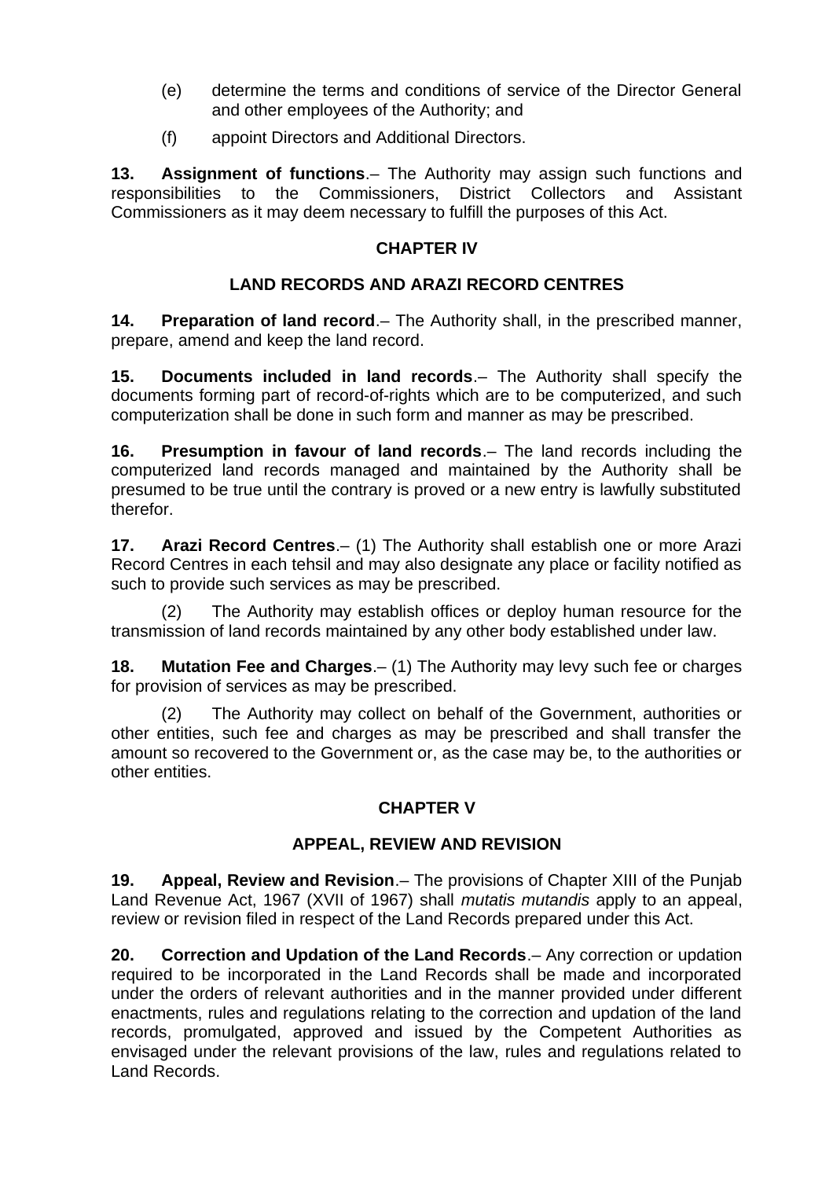(e) determine the terms and conditions of service of the Director General and other employees of the Authority; and

(f) appoint Directors and Additional Directors.

**13. Assignment of functions**.– The Authority may assign such functions and responsibilities to the Commissioners, District Collectors and Assistant Commissioners as it may deem necessary to fulfill the purposes of this Act.

## CHAPTER IV

## LAND RECORDS AND ARAZI RECORD CENTRES

**14. Preparation of land record**.– The Authority shall, in the prescribed manner, prepare, amend and keep the land record.

**15. Documents included in land records**.– The Authority shall specify the documents forming part of record-of-rights which are to be computerized, and such computerization shall be done in such form and manner as may be prescribed.

**16. Presumption in favour of land records**.– The land records including the computerized land records managed and maintained by the Authority shall be presumed to be true until the contrary is proved or a new entry is lawfully substituted therefor.

**17. Arazi Record Centres**.– (1) The Authority shall establish one or more Arazi Record Centres in each tehsil and may also designate any place or facility notified as such to provide such services as may be prescribed.

(2) The Authority may establish offices or deploy human resource for the transmission of land records maintained by any other body established under law.

**18. Mutation Fee and Charges**.– (1) The Authority may levy such fee or charges for provision of services as may be prescribed.

(2) The Authority may collect on behalf of the Government, authorities or other entities, such fee and charges as may be prescribed and shall transfer the amount so recovered to the Government or, as the case may be, to the authorities or other entities.

## CHAPTER V

## APPEAL, REVIEW AND REVISION

**19. Appeal, Review and Revision**.– The provisions of Chapter XIII of the Punjab Land Revenue Act, 1967 (XVII of 1967) shall *mutatis mutandis* apply to an appeal, review or revision filed in respect of the Land Records prepared under this Act.

**20. Correction and Updation of the Land Records**.– Any correction or updation required to be incorporated in the Land Records shall be made and incorporated under the orders of relevant authorities and in the manner provided under different enactments, rules and regulations relating to the correction and updation of the land records, promulgated, approved and issued by the Competent Authorities as envisaged under the relevant provisions of the law, rules and regulations related to Land Records.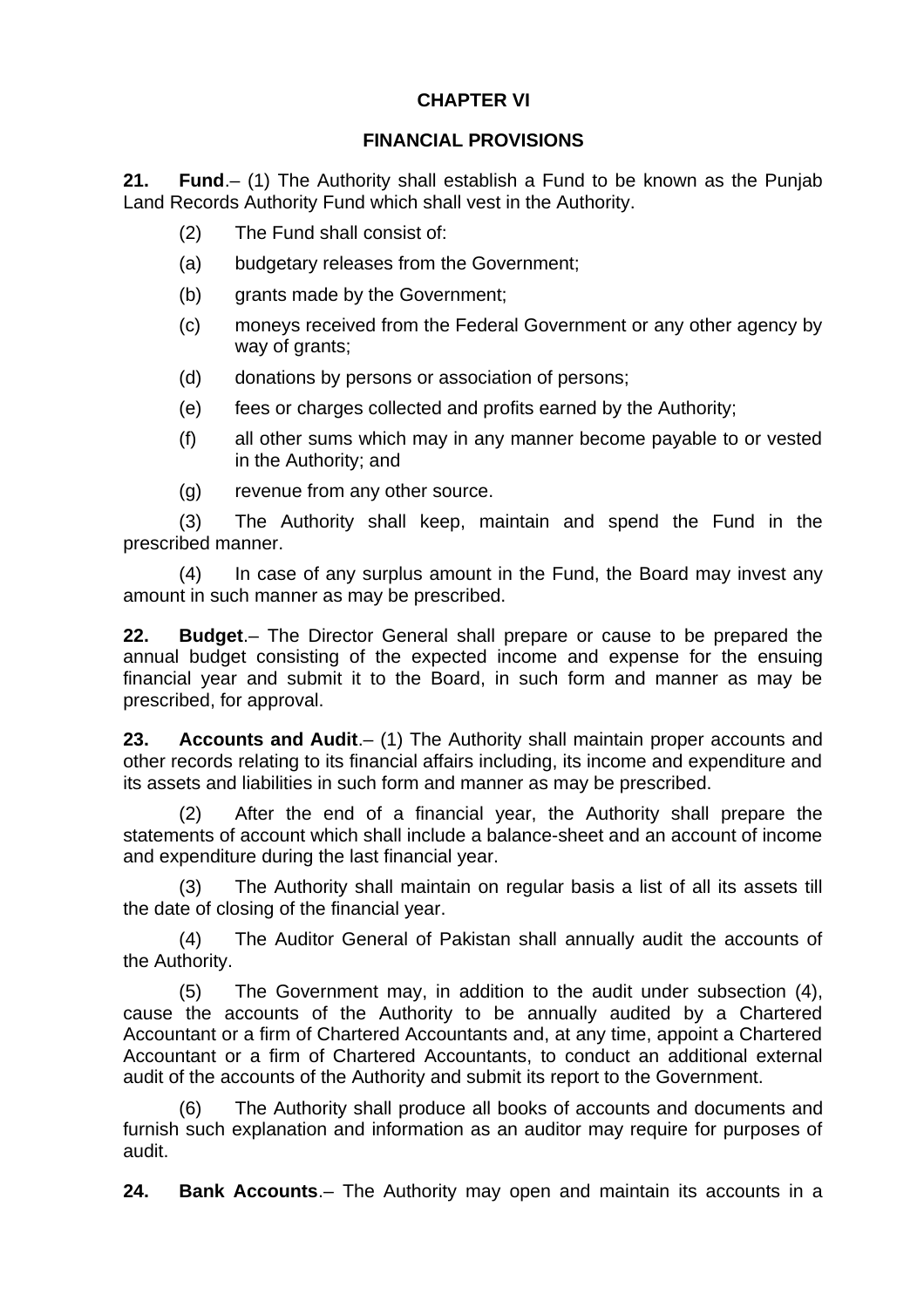## CHAPTER VI

## FINANCIAL PROVISIONS

**21. Fund**.– (1) The Authority shall establish a Fund to be known as the Punjab Land Records Authority Fund which shall vest in the Authority.

(2) The Fund shall consist of:

(a) budgetary releases from the Government;

(b) grants made by the Government;

(c) moneys received from the Federal Government or any other agency by way of grants;

(d) donations by persons or association of persons;

(e) fees or charges collected and profits earned by the Authority;

(f) all other sums which may in any manner become payable to or vested in the Authority; and

(g) revenue from any other source.

(3) The Authority shall keep, maintain and spend the Fund in the prescribed manner.

(4) In case of any surplus amount in the Fund, the Board may invest any amount in such manner as may be prescribed.

**22. Budget**.– The Director General shall prepare or cause to be prepared the annual budget consisting of the expected income and expense for the ensuing financial year and submit it to the Board, in such form and manner as may be prescribed, for approval.

**23. Accounts and Audit**.– (1) The Authority shall maintain proper accounts and other records relating to its financial affairs including, its income and expenditure and its assets and liabilities in such form and manner as may be prescribed.

(2) After the end of a financial year, the Authority shall prepare the statements of account which shall include a balance-sheet and an account of income and expenditure during the last financial year.

(3) The Authority shall maintain on regular basis a list of all its assets till the date of closing of the financial year.

(4) The Auditor General of Pakistan shall annually audit the accounts of the Authority.

(5) The Government may, in addition to the audit under subsection (4), cause the accounts of the Authority to be annually audited by a Chartered Accountant or a firm of Chartered Accountants and, at any time, appoint a Chartered Accountant or a firm of Chartered Accountants, to conduct an additional external audit of the accounts of the Authority and submit its report to the Government.

(6) The Authority shall produce all books of accounts and documents and furnish such explanation and information as an auditor may require for purposes of audit.

**24. Bank Accounts**.– The Authority may open and maintain its accounts in a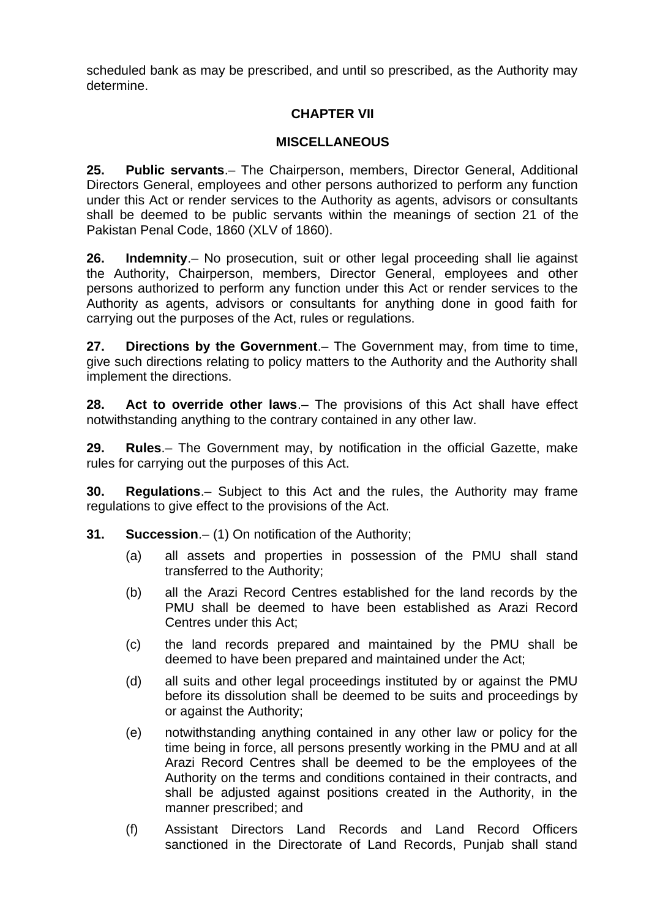scheduled bank as may be prescribed, and until so prescribed, as the Authority may determine.

## CHAPTER VII

## MISCELLANEOUS

**25. Public servants**.– The Chairperson, members, Director General, Additional Directors General, employees and other persons authorized to perform any function under this Act or render services to the Authority as agents, advisors or consultants shall be deemed to be public servants within the meanings of section 21 of the Pakistan Penal Code, 1860 (XLV of 1860).

**26. Indemnity**.– No prosecution, suit or other legal proceeding shall lie against the Authority, Chairperson, members, Director General, employees and other persons authorized to perform any function under this Act or render services to the Authority as agents, advisors or consultants for anything done in good faith for carrying out the purposes of the Act, rules or regulations.

**27. Directions by the Government**.– The Government may, from time to time, give such directions relating to policy matters to the Authority and the Authority shall implement the directions.

**28. Act to override other laws**.– The provisions of this Act shall have effect notwithstanding anything to the contrary contained in any other law.

**29. Rules**.– The Government may, by notification in the official Gazette, make rules for carrying out the purposes of this Act.

**30. Regulations**.– Subject to this Act and the rules, the Authority may frame regulations to give effect to the provisions of the Act.

**31. Succession**.– (1) On notification of the Authority;

(a) all assets and properties in possession of the PMU shall stand transferred to the Authority;

(b) all the Arazi Record Centres established for the land records by the PMU shall be deemed to have been established as Arazi Record Centres under this Act;

(c) the land records prepared and maintained by the PMU shall be deemed to have been prepared and maintained under the Act;

(d) all suits and other legal proceedings instituted by or against the PMU before its dissolution shall be deemed to be suits and proceedings by or against the Authority;

(e) notwithstanding anything contained in any other law or policy for the time being in force, all persons presently working in the PMU and at all Arazi Record Centres shall be deemed to be the employees of the Authority on the terms and conditions contained in their contracts, and shall be adjusted against positions created in the Authority, in the manner prescribed; and

(f) Assistant Directors Land Records and Land Record Officers sanctioned in the Directorate of Land Records, Punjab shall stand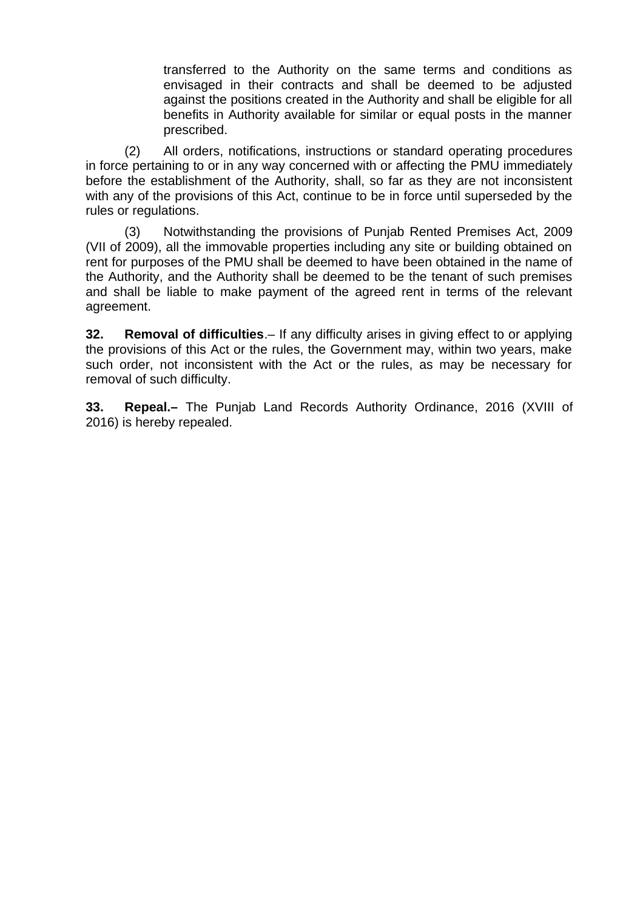transferred to the Authority on the same terms and conditions as envisaged in their contracts and shall be deemed to be adjusted against the positions created in the Authority and shall be eligible for all benefits in Authority available for similar or equal posts in the manner prescribed.

(2) All orders, notifications, instructions or standard operating procedures in force pertaining to or in any way concerned with or affecting the PMU immediately before the establishment of the Authority, shall, so far as they are not inconsistent with any of the provisions of this Act, continue to be in force until superseded by the rules or regulations.

(3) Notwithstanding the provisions of Punjab Rented Premises Act, 2009 (VII of 2009), all the immovable properties including any site or building obtained on rent for purposes of the PMU shall be deemed to have been obtained in the name of the Authority, and the Authority shall be deemed to be the tenant of such premises and shall be liable to make payment of the agreed rent in terms of the relevant agreement.

**32. Removal of difficulties**.– If any difficulty arises in giving effect to or applying the provisions of this Act or the rules, the Government may, within two years, make such order, not inconsistent with the Act or the rules, as may be necessary for removal of such difficulty.

**33. Repeal.–** The Punjab Land Records Authority Ordinance, 2016 (XVIII of 2016) is hereby repealed.